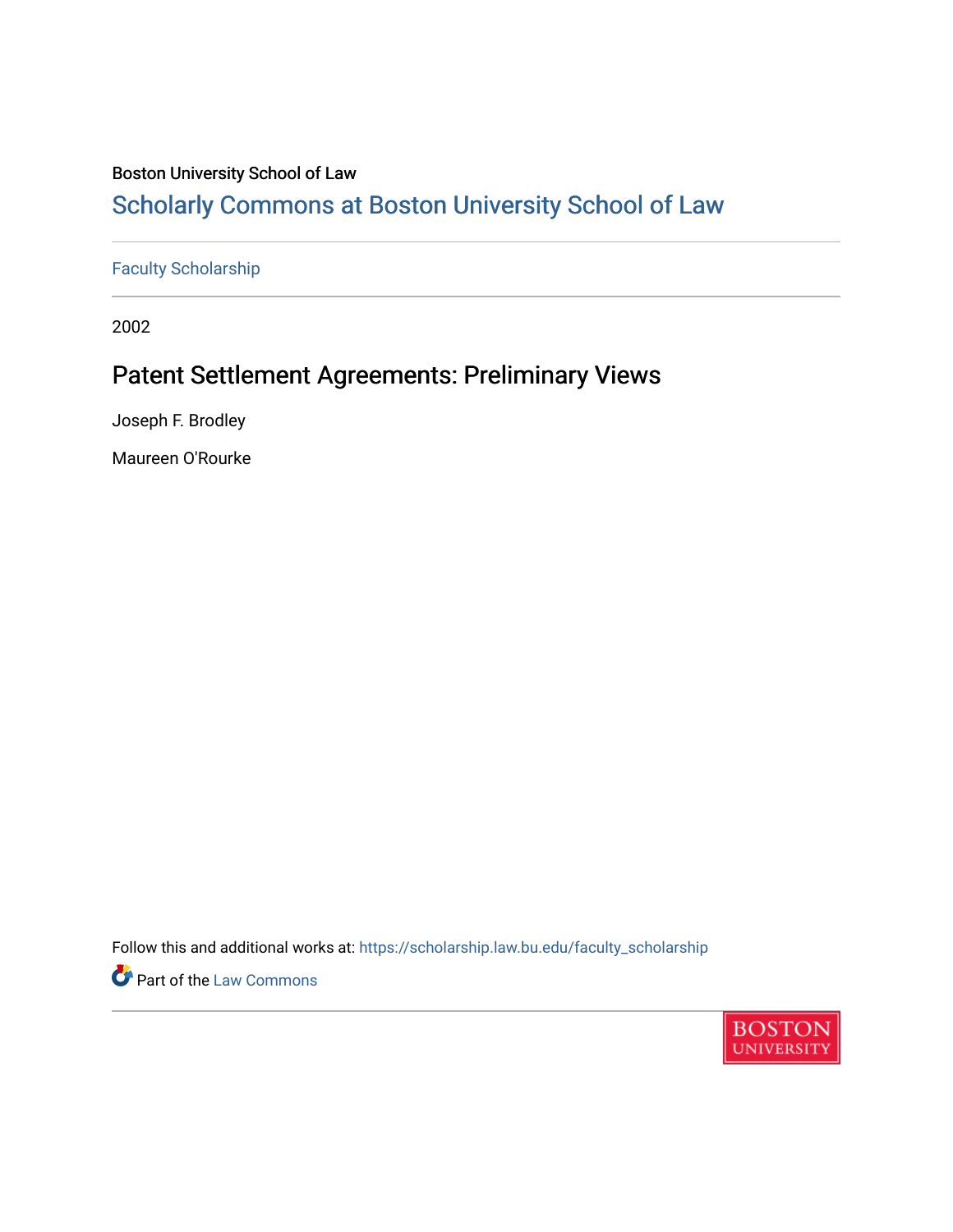Boston University School of Law

# Scholarly Commons at Boston University School of Law

Faculty Scholarship

2002

## Patent Settlement Agreements: Preliminary Views

Joseph F. Brodley

Maureen O'Rourke

Follow this and additional works at: https://scholarship.law.bu.edu/faculty_scholarship

Part of the Law Commons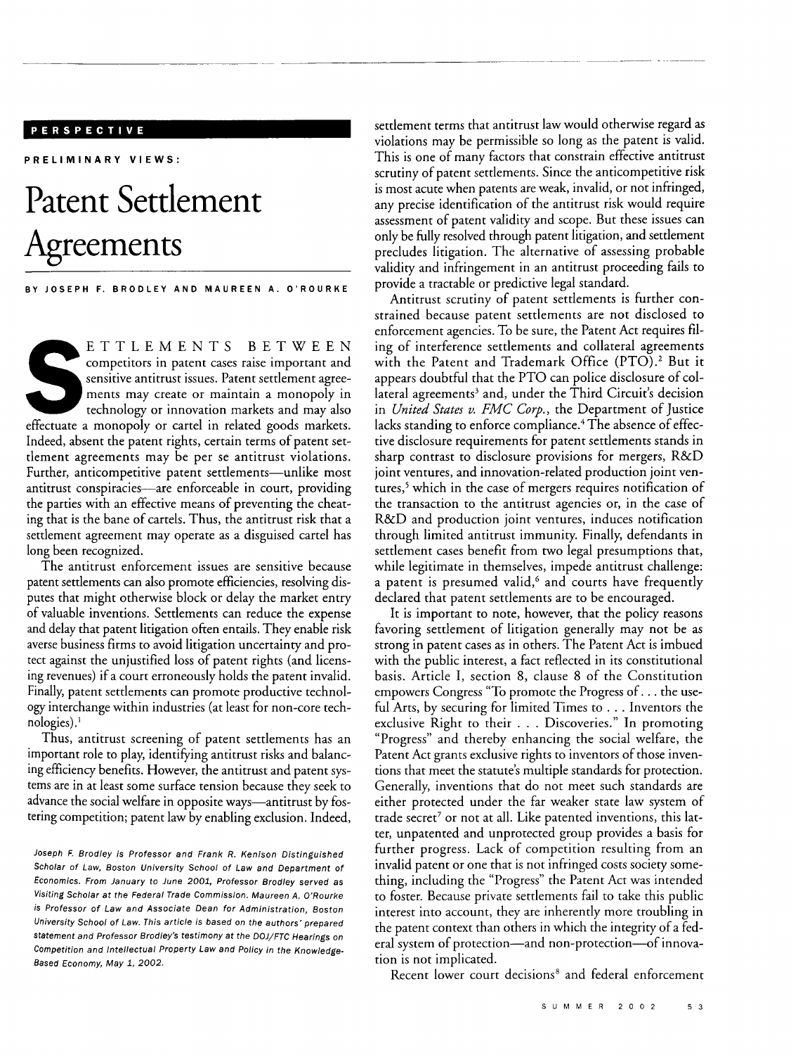PERSPECTIVE

PRELIMINARY VIEWS:

# Patent Settlement Agreements

BY JOSEPH F. BRODLEY AND MAUREEN A. O'ROURKE

SETTLEMENTS BETWEEN competitors in patent cases raise important and sensitive antitrust issues. Patent settlement agreements may create or maintain a monopoly in technology or innovation markets and may also effectuate a monopoly or cartel in related goods markets. Indeed, absent the patent rights, certain terms of patent settlement agreements may be per se antitrust violations. Further, anticompetitive patent settlements—unlike most antitrust conspiracies—are enforceable in court, providing the parties with an effective means of preventing the cheating that is the bane of cartels. Thus, the antitrust risk that a settlement agreement may operate as a disguised cartel has long been recognized.

The antitrust enforcement issues are sensitive because patent settlements can also promote efficiencies, resolving disputes that might otherwise block or delay the market entry of valuable inventions. Settlements can reduce the expense and delay that patent litigation often entails. They enable risk averse business firms to avoid litigation uncertainty and protect against the unjustified loss of patent rights (and licensing revenues) if a court erroneously holds the patent invalid. Finally, patent settlements can promote productive technology interchange within industries (at least for non-core technologies).[1]

Thus, antitrust screening of patent settlements has an important role to play, identifying antitrust risks and balancing efficiency benefits. However, the antitrust and patent systems are in at least some surface tension because they seek to advance the social welfare in opposite ways—antitrust by fostering competition; patent law by enabling exclusion. Indeed, settlement terms that antitrust law would otherwise regard as violations may be permissible so long as the patent is valid. This is one of many factors that constrain effective antitrust scrutiny of patent settlements. Since the anticompetitive risk is most acute when patents are weak, invalid, or not infringed, any precise identification of the antitrust risk would require assessment of patent validity and scope. But these issues can only be fully resolved through patent litigation, and settlement precludes litigation. The alternative of assessing probable validity and infringement in an antitrust proceeding fails to provide a tractable or predictive legal standard.

Antitrust scrutiny of patent settlements is further constrained because patent settlements are not disclosed to enforcement agencies. To be sure, the Patent Act requires filing of interference settlements and collateral agreements with the Patent and Trademark Office (PTO).[2] But it appears doubtful that the PTO can police disclosure of collateral agreements[3] and, under the Third Circuit's decision in *United States v. FMC Corp.*, the Department of Justice lacks standing to enforce compliance.[4] The absence of effective disclosure requirements for patent settlements stands in sharp contrast to disclosure provisions for mergers, R&D joint ventures, and innovation-related production joint ventures,[5] which in the case of mergers requires notification of the transaction to the antitrust agencies or, in the case of R&D and production joint ventures, induces notification through limited antitrust immunity. Finally, defendants in settlement cases benefit from two legal presumptions that, while legitimate in themselves, impede antitrust challenge: a patent is presumed valid,[6] and courts have frequently declared that patent settlements are to be encouraged.

It is important to note, however, that the policy reasons favoring settlement of litigation generally may not be as strong in patent cases as in others. The Patent Act is imbued with the public interest, a fact reflected in its constitutional basis. Article I, section 8, clause 8 of the Constitution empowers Congress "To promote the Progress of . . . the useful Arts, by securing for limited Times to . . . Inventors the exclusive Right to their . . . Discoveries." In promoting "Progress" and thereby enhancing the social welfare, the Patent Act grants exclusive rights to inventors of those inventions that meet the statute's multiple standards for protection. Generally, inventions that do not meet such standards are either protected under the far weaker state law system of trade secret[7] or not at all. Like patented inventions, this latter, unpatented and unprotected group provides a basis for further progress. Lack of competition resulting from an invalid patent or one that is not infringed costs society something, including the "Progress" the Patent Act was intended to foster. Because private settlements fail to take this public interest into account, they are inherently more troubling in the patent context than others in which the integrity of a federal system of protection—and non-protection—of innovation is not implicated.

Recent lower court decisions[8] and federal enforcement

*Joseph F. Brodley is Professor and Frank R. Kenison Distinguished Scholar of Law, Boston University School of Law and Department of Economics. From January to June 2001, Professor Brodley served as Visiting Scholar at the Federal Trade Commission. Maureen A. O'Rourke is Professor of Law and Associate Dean for Administration, Boston University School of Law. This article is based on the authors' prepared statement and Professor Brodley's testimony at the DOJ/FTC Hearings on Competition and Intellectual Property Law and Policy in the Knowledge-Based Economy, May 1, 2002.*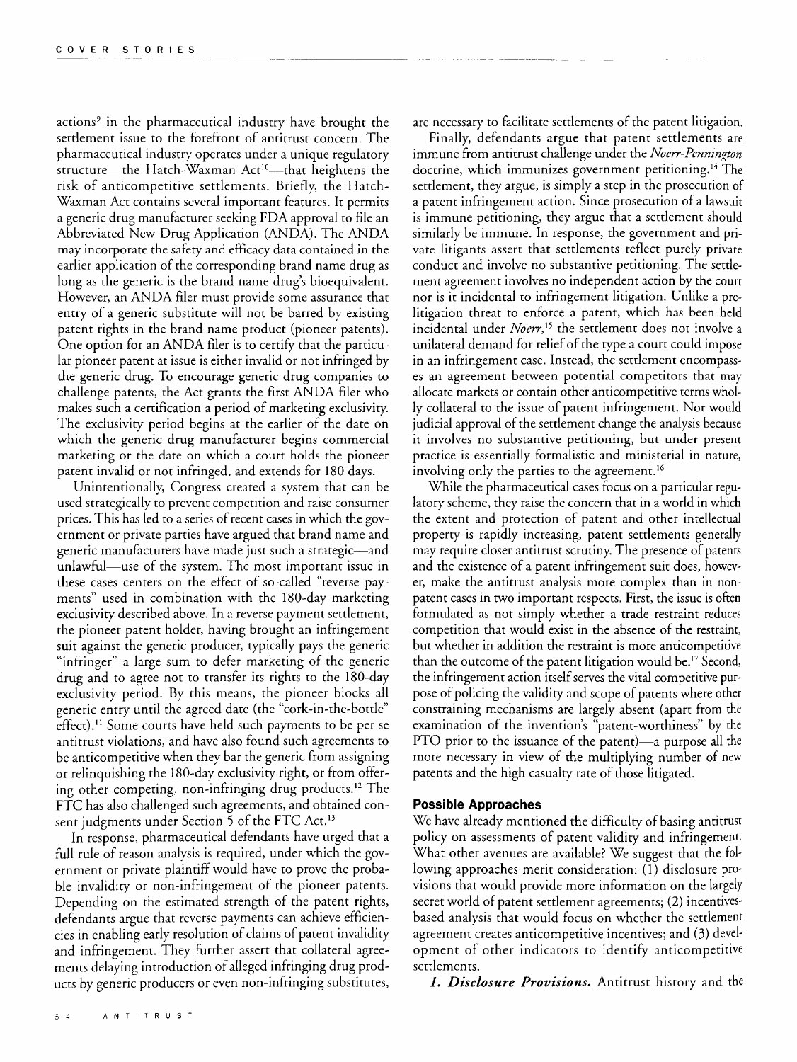actions[9] in the pharmaceutical industry have brought the settlement issue to the forefront of antitrust concern. The pharmaceutical industry operates under a unique regulatory structure—the Hatch-Waxman Act[10]—that heightens the risk of anticompetitive settlements. Briefly, the Hatch-Waxman Act contains several important features. It permits a generic drug manufacturer seeking FDA approval to file an Abbreviated New Drug Application (ANDA). The ANDA may incorporate the safety and efficacy data contained in the earlier application of the corresponding brand name drug as long as the generic is the brand name drug's bioequivalent. However, an ANDA filer must provide some assurance that entry of a generic substitute will not be barred by existing patent rights in the brand name product (pioneer patents). One option for an ANDA filer is to certify that the particular pioneer patent at issue is either invalid or not infringed by the generic drug. To encourage generic drug companies to challenge patents, the Act grants the first ANDA filer who makes such a certification a period of marketing exclusivity. The exclusivity period begins at the earlier of the date on which the generic drug manufacturer begins commercial marketing or the date on which a court holds the pioneer patent invalid or not infringed, and extends for 180 days.

Unintentionally, Congress created a system that can be used strategically to prevent competition and raise consumer prices. This has led to a series of recent cases in which the government or private parties have argued that brand name and generic manufacturers have made just such a strategic—and unlawful—use of the system. The most important issue in these cases centers on the effect of so-called "reverse payments" used in combination with the 180-day marketing exclusivity described above. In a reverse payment settlement, the pioneer patent holder, having brought an infringement suit against the generic producer, typically pays the generic "infringer" a large sum to defer marketing of the generic drug and to agree not to transfer its rights to the 180-day exclusivity period. By this means, the pioneer blocks all generic entry until the agreed date (the "cork-in-the-bottle" effect).[11] Some courts have held such payments to be per se antitrust violations, and have also found such agreements to be anticompetitive when they bar the generic from assigning or relinquishing the 180-day exclusivity right, or from offering other competing, non-infringing drug products.[12] The FTC has also challenged such agreements, and obtained consent judgments under Section 5 of the FTC Act.[13]

In response, pharmaceutical defendants have urged that a full rule of reason analysis is required, under which the government or private plaintiff would have to prove the probable invalidity or non-infringement of the pioneer patents. Depending on the estimated strength of the patent rights, defendants argue that reverse payments can achieve efficiencies in enabling early resolution of claims of patent invalidity and infringement. They further assert that collateral agreements delaying introduction of alleged infringing drug products by generic producers or even non-infringing substitutes, are necessary to facilitate settlements of the patent litigation.

Finally, defendants argue that patent settlements are immune from antitrust challenge under the *Noerr-Pennington* doctrine, which immunizes government petitioning.[14] The settlement, they argue, is simply a step in the prosecution of a patent infringement action. Since prosecution of a lawsuit is immune petitioning, they argue that a settlement should similarly be immune. In response, the government and private litigants assert that settlements reflect purely private conduct and involve no substantive petitioning. The settlement agreement involves no independent action by the court nor is it incidental to infringement litigation. Unlike a pre-litigation threat to enforce a patent, which has been held incidental under *Noerr*,[15] the settlement does not involve a unilateral demand for relief of the type a court could impose in an infringement case. Instead, the settlement encompasses an agreement between potential competitors that may allocate markets or contain other anticompetitive terms wholly collateral to the issue of patent infringement. Nor would judicial approval of the settlement change the analysis because it involves no substantive petitioning, but under present practice is essentially formalistic and ministerial in nature, involving only the parties to the agreement.[16]

While the pharmaceutical cases focus on a particular regulatory scheme, they raise the concern that in a world in which the extent and protection of patent and other intellectual property is rapidly increasing, patent settlements generally may require closer antitrust scrutiny. The presence of patents and the existence of a patent infringement suit does, however, make the antitrust analysis more complex than in non-patent cases in two important respects. First, the issue is often formulated as not simply whether a trade restraint reduces competition that would exist in the absence of the restraint, but whether in addition the restraint is more anticompetitive than the outcome of the patent litigation would be.[17] Second, the infringement action itself serves the vital competitive purpose of policing the validity and scope of patents where other constraining mechanisms are largely absent (apart from the examination of the invention's "patent-worthiness" by the PTO prior to the issuance of the patent)—a purpose all the more necessary in view of the multiplying number of new patents and the high casualty rate of those litigated.

## Possible Approaches

We have already mentioned the difficulty of basing antitrust policy on assessments of patent validity and infringement. What other avenues are available? We suggest that the following approaches merit consideration: (1) disclosure provisions that would provide more information on the largely secret world of patent settlement agreements; (2) incentives-based analysis that would focus on whether the settlement agreement creates anticompetitive incentives; and (3) development of other indicators to identify anticompetitive settlements.

***1. Disclosure Provisions.*** Antitrust history and the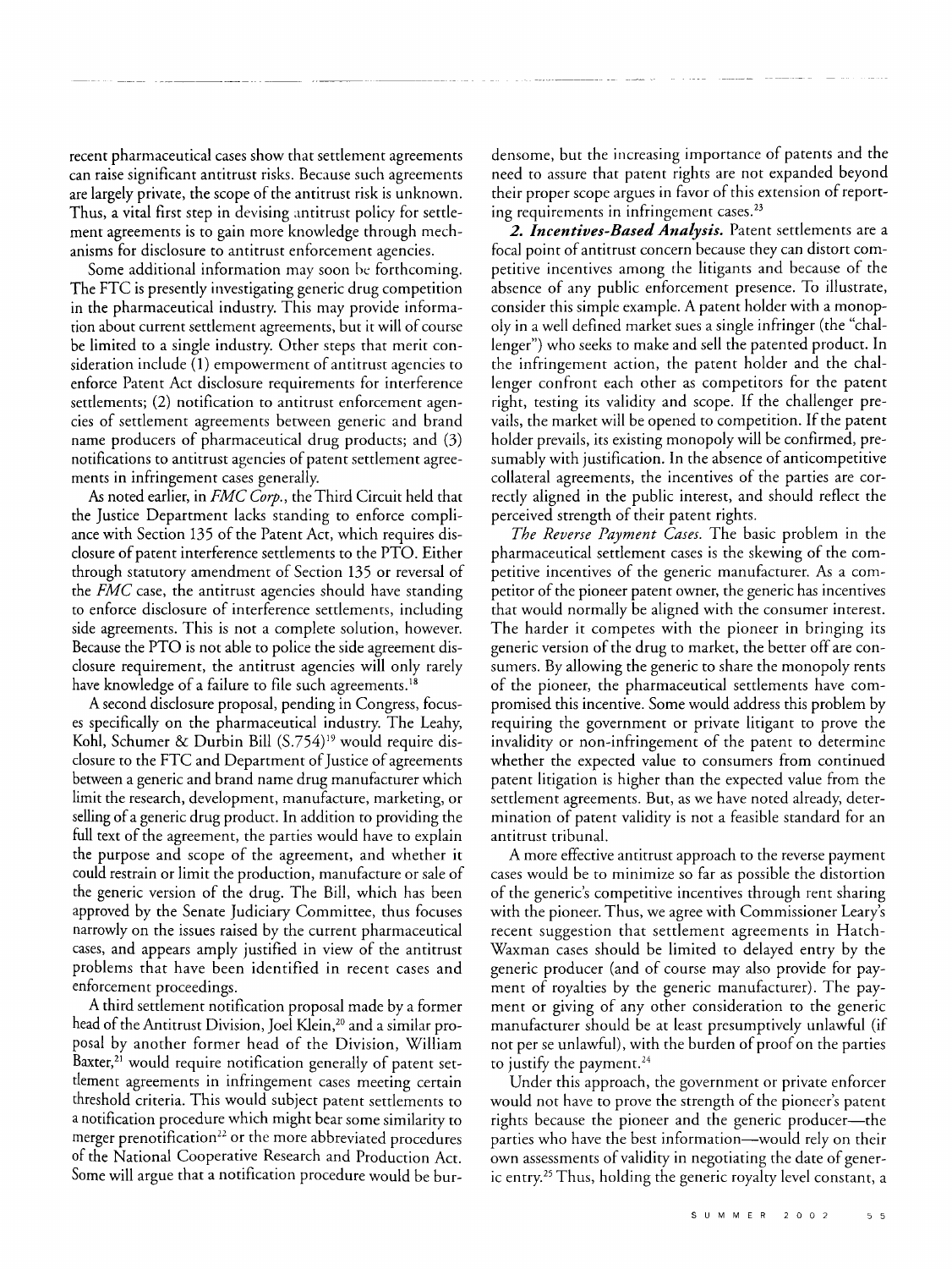recent pharmaceutical cases show that settlement agreements can raise significant antitrust risks. Because such agreements are largely private, the scope of the antitrust risk is unknown. Thus, a vital first step in devising antitrust policy for settlement agreements is to gain more knowledge through mechanisms for disclosure to antitrust enforcement agencies.

Some additional information may soon be forthcoming. The FTC is presently investigating generic drug competition in the pharmaceutical industry. This may provide information about current settlement agreements, but it will of course be limited to a single industry. Other steps that merit consideration include (1) empowerment of antitrust agencies to enforce Patent Act disclosure requirements for interference settlements; (2) notification to antitrust enforcement agencies of settlement agreements between generic and brand name producers of pharmaceutical drug products; and (3) notifications to antitrust agencies of patent settlement agreements in infringement cases generally.

As noted earlier, in *FMC Corp.*, the Third Circuit held that the Justice Department lacks standing to enforce compliance with Section 135 of the Patent Act, which requires disclosure of patent interference settlements to the PTO. Either through statutory amendment of Section 135 or reversal of the *FMC* case, the antitrust agencies should have standing to enforce disclosure of interference settlements, including side agreements. This is not a complete solution, however. Because the PTO is not able to police the side agreement disclosure requirement, the antitrust agencies will only rarely have knowledge of a failure to file such agreements.[18]

A second disclosure proposal, pending in Congress, focuses specifically on the pharmaceutical industry. The Leahy, Kohl, Schumer & Durbin Bill (S.754)[19] would require disclosure to the FTC and Department of Justice of agreements between a generic and brand name drug manufacturer which limit the research, development, manufacture, marketing, or selling of a generic drug product. In addition to providing the full text of the agreement, the parties would have to explain the purpose and scope of the agreement, and whether it could restrain or limit the production, manufacture or sale of the generic version of the drug. The Bill, which has been approved by the Senate Judiciary Committee, thus focuses narrowly on the issues raised by the current pharmaceutical cases, and appears amply justified in view of the antitrust problems that have been identified in recent cases and enforcement proceedings.

A third settlement notification proposal made by a former head of the Antitrust Division, Joel Klein,[20] and a similar proposal by another former head of the Division, William Baxter,[21] would require notification generally of patent settlement agreements in infringement cases meeting certain threshold criteria. This would subject patent settlements to a notification procedure which might bear some similarity to merger prenotification[22] or the more abbreviated procedures of the National Cooperative Research and Production Act. Some will argue that a notification procedure would be burdensome, but the increasing importance of patents and the need to assure that patent rights are not expanded beyond their proper scope argues in favor of this extension of reporting requirements in infringement cases.[23]

***2. Incentives-Based Analysis.*** Patent settlements are a focal point of antitrust concern because they can distort competitive incentives among the litigants and because of the absence of any public enforcement presence. To illustrate, consider this simple example. A patent holder with a monopoly in a well defined market sues a single infringer (the "challenger") who seeks to make and sell the patented product. In the infringement action, the patent holder and the challenger confront each other as competitors for the patent right, testing its validity and scope. If the challenger prevails, the market will be opened to competition. If the patent holder prevails, its existing monopoly will be confirmed, presumably with justification. In the absence of anticompetitive collateral agreements, the incentives of the parties are correctly aligned in the public interest, and should reflect the perceived strength of their patent rights.

*The Reverse Payment Cases.* The basic problem in the pharmaceutical settlement cases is the skewing of the competitive incentives of the generic manufacturer. As a competitor of the pioneer patent owner, the generic has incentives that would normally be aligned with the consumer interest. The harder it competes with the pioneer in bringing its generic version of the drug to market, the better off are consumers. By allowing the generic to share the monopoly rents of the pioneer, the pharmaceutical settlements have compromised this incentive. Some would address this problem by requiring the government or private litigant to prove the invalidity or non-infringement of the patent to determine whether the expected value to consumers from continued patent litigation is higher than the expected value from the settlement agreements. But, as we have noted already, determination of patent validity is not a feasible standard for an antitrust tribunal.

A more effective antitrust approach to the reverse payment cases would be to minimize so far as possible the distortion of the generic's competitive incentives through rent sharing with the pioneer. Thus, we agree with Commissioner Leary's recent suggestion that settlement agreements in Hatch-Waxman cases should be limited to delayed entry by the generic producer (and of course may also provide for payment of royalties by the generic manufacturer). The payment or giving of any other consideration to the generic manufacturer should be at least presumptively unlawful (if not per se unlawful), with the burden of proof on the parties to justify the payment.[24]

Under this approach, the government or private enforcer would not have to prove the strength of the pioneer's patent rights because the pioneer and the generic producer—the parties who have the best information—would rely on their own assessments of validity in negotiating the date of generic entry.[25] Thus, holding the generic royalty level constant, a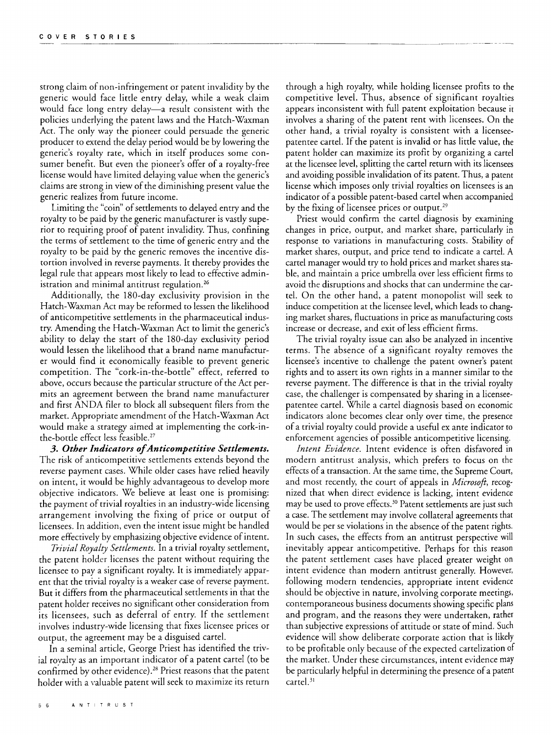strong claim of non-infringement or patent invalidity by the generic would face little entry delay, while a weak claim would face long entry delay—a result consistent with the policies underlying the patent laws and the Hatch-Waxman Act. The only way the pioneer could persuade the generic producer to extend the delay period would be by lowering the generic's royalty rate, which in itself produces some consumer benefit. But even the pioneer's offer of a royalty-free license would have limited delaying value when the generic's claims are strong in view of the diminishing present value the generic realizes from future income.

Limiting the "coin" of settlements to delayed entry and the royalty to be paid by the generic manufacturer is vastly superior to requiring proof of patent invalidity. Thus, confining the terms of settlement to the time of generic entry and the royalty to be paid by the generic removes the incentive distortion involved in reverse payments. It thereby provides the legal rule that appears most likely to lead to effective administration and minimal antitrust regulation.[26]

Additionally, the 180-day exclusivity provision in the Hatch-Waxman Act may be reformed to lessen the likelihood of anticompetitive settlements in the pharmaceutical industry. Amending the Hatch-Waxman Act to limit the generic's ability to delay the start of the 180-day exclusivity period would lessen the likelihood that a brand name manufacturer would find it economically feasible to prevent generic competition. The "cork-in-the-bottle" effect, referred to above, occurs because the particular structure of the Act permits an agreement between the brand name manufacturer and first ANDA filer to block all subsequent filers from the market. Appropriate amendment of the Hatch-Waxman Act would make a strategy aimed at implementing the cork-in-the-bottle effect less feasible.[27]

***3. Other Indicators of Anticompetitive Settlements.*** The risk of anticompetitive settlements extends beyond the reverse payment cases. While older cases have relied heavily on intent, it would be highly advantageous to develop more objective indicators. We believe at least one is promising: the payment of trivial royalties in an industry-wide licensing arrangement involving the fixing of price or output of licensees. In addition, even the intent issue might be handled more effectively by emphasizing objective evidence of intent.

*Trivial Royalty Settlements.* In a trivial royalty settlement, the patent holder licenses the patent without requiring the licensee to pay a significant royalty. It is immediately apparent that the trivial royalty is a weaker case of reverse payment. But it differs from the pharmaceutical settlements in that the patent holder receives no significant other consideration from its licensees, such as deferral of entry. If the settlement involves industry-wide licensing that fixes licensee prices or output, the agreement may be a disguised cartel.

In a seminal article, George Priest has identified the trivial royalty as an important indicator of a patent cartel (to be confirmed by other evidence).[28] Priest reasons that the patent holder with a valuable patent will seek to maximize its return through a high royalty, while holding licensee profits to the competitive level. Thus, absence of significant royalties appears inconsistent with full patent exploitation because it involves a sharing of the patent rent with licensees. On the other hand, a trivial royalty is consistent with a licensee-patentee cartel. If the patent is invalid or has little value, the patent holder can maximize its profit by organizing a cartel at the licensee level, splitting the cartel return with its licensees and avoiding possible invalidation of its patent. Thus, a patent license which imposes only trivial royalties on licensees is an indicator of a possible patent-based cartel when accompanied by the fixing of licensee prices or output.[29]

Priest would confirm the cartel diagnosis by examining changes in price, output, and market share, particularly in response to variations in manufacturing costs. Stability of market shares, output, and price tend to indicate a cartel. A cartel manager would try to hold prices and market shares stable, and maintain a price umbrella over less efficient firms to avoid the disruptions and shocks that can undermine the cartel. On the other hand, a patent monopolist will seek to induce competition at the licensee level, which leads to changing market shares, fluctuations in price as manufacturing costs increase or decrease, and exit of less efficient firms.

The trivial royalty issue can also be analyzed in incentive terms. The absence of a significant royalty removes the licensee's incentive to challenge the patent owner's patent rights and to assert its own rights in a manner similar to the reverse payment. The difference is that in the trivial royalty case, the challenger is compensated by sharing in a licensee-patentee cartel. While a cartel diagnosis based on economic indicators alone becomes clear only over time, the presence of a trivial royalty could provide a useful ex ante indicator to enforcement agencies of possible anticompetitive licensing.

*Intent Evidence.* Intent evidence is often disfavored in modern antitrust analysis, which prefers to focus on the effects of a transaction. At the same time, the Supreme Court, and most recently, the court of appeals in *Microsoft*, recognized that when direct evidence is lacking, intent evidence may be used to prove effects.[30] Patent settlements are just such a case. The settlement may involve collateral agreements that would be per se violations in the absence of the patent rights. In such cases, the effects from an antitrust perspective will inevitably appear anticompetitive. Perhaps for this reason the patent settlement cases have placed greater weight on intent evidence than modern antitrust generally. However, following modern tendencies, appropriate intent evidence should be objective in nature, involving corporate meetings, contemporaneous business documents showing specific plans and program, and the reasons they were undertaken, rather than subjective expressions of attitude or state of mind. Such evidence will show deliberate corporate action that is likely to be profitable only because of the expected cartelization of the market. Under these circumstances, intent evidence may be particularly helpful in determining the presence of a patent cartel.[31]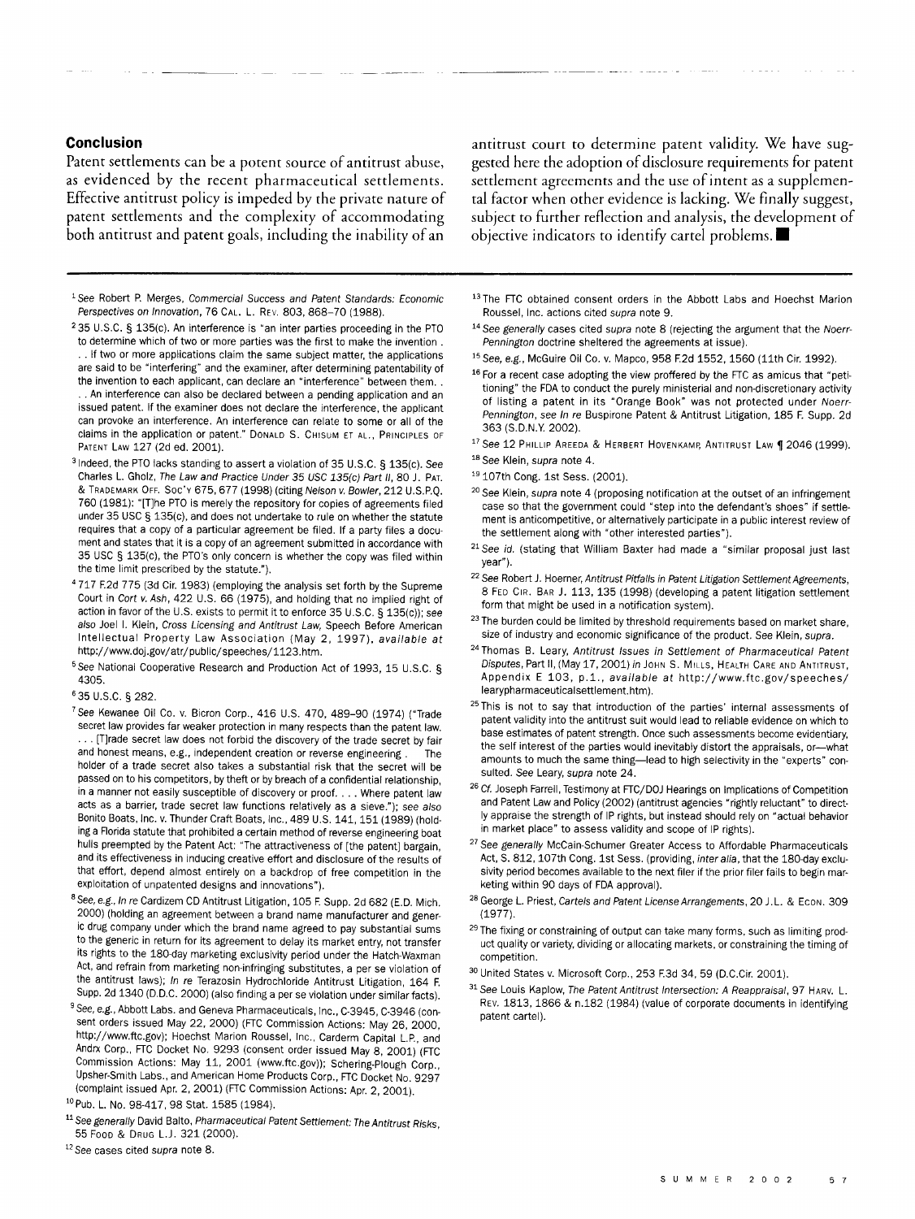## Conclusion

Patent settlements can be a potent source of antitrust abuse, as evidenced by the recent pharmaceutical settlements. Effective antitrust policy is impeded by the private nature of patent settlements and the complexity of accommodating both antitrust and patent goals, including the inability of an antitrust court to determine patent validity. We have suggested here the adoption of disclosure requirements for patent settlement agreements and the use of intent as a supplemental factor when other evidence is lacking. We finally suggest, subject to further reflection and analysis, the development of objective indicators to identify cartel problems. ■

---

[1] See Robert P. Merges, *Commercial Success and Patent Standards: Economic Perspectives on Innovation*, 76 CAL. L. REV. 803, 868–70 (1988).

[2] 35 U.S.C. § 135(c). An interference is "an inter parties proceeding in the PTO to determine which of two or more parties was the first to make the invention . . . If two or more applications claim the same subject matter, the applications are said to be "interfering" and the examiner, after determining patentability of the invention to each applicant, can declare an "interference" between them. . . . An interference can also be declared between a pending application and an issued patent. If the examiner does not declare the interference, the applicant can provoke an interference. An interference can relate to some or all of the claims in the application or patent." DONALD S. CHISUM ET AL., PRINCIPLES OF PATENT LAW 127 (2d ed. 2001).

[3] Indeed, the PTO lacks standing to assert a violation of 35 U.S.C. § 135(c). *See* Charles L. Gholz, *The Law and Practice Under 35 USC 135(c) Part II*, 80 J. PAT. & TRADEMARK OFF. SOC'Y 675, 677 (1998) (citing *Nelson v. Bowler*, 212 U.S.P.Q. 760 (1981): "[T]he PTO is merely the repository for copies of agreements filed under 35 USC § 135(c), and does not undertake to rule on whether the statute requires that a copy of a particular agreement be filed. If a party files a document and states that it is a copy of an agreement submitted in accordance with 35 USC § 135(c), the PTO's only concern is whether the copy was filed within the time limit prescribed by the statute.").

[4] 717 F.2d 775 (3d Cir. 1983) (employing the analysis set forth by the Supreme Court in *Cort v. Ash*, 422 U.S. 66 (1975), and holding that no implied right of action in favor of the U.S. exists to permit it to enforce 35 U.S.C. § 135(c)); *see also* Joel I. Klein, *Cross Licensing and Antitrust Law*, Speech Before American Intellectual Property Law Association (May 2, 1997), *available at* http://www.doj.gov/atr/public/speeches/1123.htm.

[5] See National Cooperative Research and Production Act of 1993, 15 U.S.C. § 4305.

[6] 35 U.S.C. § 282.

[7] See Kewanee Oil Co. v. Bicron Corp., 416 U.S. 470, 489–90 (1974) ("Trade secret law provides far weaker protection in many respects than the patent law. . . . [T]rade secret law does not forbid the discovery of the trade secret by fair and honest means, e.g., independent creation or reverse engineering . The holder of a trade secret also takes a substantial risk that the secret will be passed on to his competitors, by theft or by breach of a confidential relationship, in a manner not easily susceptible of discovery or proof. . . . Where patent law acts as a barrier, trade secret law functions relatively as a sieve."); *see also* Bonito Boats, Inc. v. Thunder Craft Boats, Inc., 489 U.S. 141, 151 (1989) (holding a Florida statute that prohibited a certain method of reverse engineering boat hulls preempted by the Patent Act: "The attractiveness of [the patent] bargain, and its effectiveness in inducing creative effort and disclosure of the results of that effort, depend almost entirely on a backdrop of free competition in the exploitation of unpatented designs and innovations").

[8] See, e.g., *In re* Cardizem CD Antitrust Litigation, 105 F. Supp. 2d 682 (E.D. Mich. 2000) (holding an agreement between a brand name manufacturer and generic drug company under which the brand name agreed to pay substantial sums to the generic in return for its agreement to delay its market entry, not transfer its rights to the 180-day marketing exclusivity period under the Hatch-Waxman Act, and refrain from marketing non-infringing substitutes, a per se violation of the antitrust laws); *In re* Terazosin Hydrochloride Antitrust Litigation, 164 F. Supp. 2d 1340 (D.D.C. 2000) (also finding a per se violation under similar facts).

[9] See, e.g., Abbott Labs. and Geneva Pharmaceuticals, Inc., C-3945, C-3946 (consent orders issued May 22, 2000) (FTC Commission Actions: May 26, 2000, http://www.ftc.gov); Hoechst Marion Roussel, Inc., Carderm Capital L.P., and Andrx Corp., FTC Docket No. 9293 (consent order issued May 8, 2001) (FTC Commission Actions: May 11, 2001 (www.ftc.gov)); Schering-Plough Corp., Upsher-Smith Labs., and American Home Products Corp., FTC Docket No. 9297 (complaint issued Apr. 2, 2001) (FTC Commission Actions: Apr. 2, 2001).

[10] Pub. L. No. 98-417, 98 Stat. 1585 (1984).

[11] See generally David Balto, *Pharmaceutical Patent Settlement: The Antitrust Risks*, 55 FOOD & DRUG L.J. 321 (2000).

[12] See cases cited *supra* note 8.

[13] The FTC obtained consent orders in the Abbott Labs and Hoechst Marion Roussel, Inc. actions cited *supra* note 9.

[14] See generally cases cited *supra* note 8 (rejecting the argument that the *Noerr-Pennington* doctrine sheltered the agreements at issue).

[15] See, e.g., McGuire Oil Co. v. Mapco, 958 F.2d 1552, 1560 (11th Cir. 1992).

[16] For a recent case adopting the view proffered by the FTC as amicus that "petitioning" the FDA to conduct the purely ministerial and non-discretionary activity of listing a patent in its "Orange Book" was not protected under *Noerr-Pennington*, see *In re* Buspirone Patent & Antitrust Litigation, 185 F. Supp. 2d 363 (S.D.N.Y. 2002).

[17] See 12 PHILLIP AREEDA & HERBERT HOVENKAMP, ANTITRUST LAW ¶ 2046 (1999).

[18] See Klein, *supra* note 4.

[19] 107th Cong. 1st Sess. (2001).

[20] See Klein, *supra* note 4 (proposing notification at the outset of an infringement case so that the government could "step into the defendant's shoes" if settlement is anticompetitive, or alternatively participate in a public interest review of the settlement along with "other interested parties").

[21] See *id.* (stating that William Baxter had made a "similar proposal just last year").

[22] See Robert J. Hoerner, *Antitrust Pitfalls in Patent Litigation Settlement Agreements*, 8 FED CIR. BAR J. 113, 135 (1998) (developing a patent litigation settlement form that might be used in a notification system).

[23] The burden could be limited by threshold requirements based on market share, size of industry and economic significance of the product. See Klein, *supra*.

[24] Thomas B. Leary, *Antitrust Issues in Settlement of Pharmaceutical Patent Disputes*, Part II, (May 17, 2001) *in* JOHN S. MILLS, HEALTH CARE AND ANTITRUST, Appendix E 103, p.1., *available at* http://www.ftc.gov/speeches/learypharmaceuticalsettlement.htm).

[25] This is not to say that introduction of the parties' internal assessments of patent validity into the antitrust suit would lead to reliable evidence on which to base estimates of patent strength. Once such assessments become evidentiary, the self interest of the parties would inevitably distort the appraisals, or—what amounts to much the same thing—lead to high selectivity in the "experts" consulted. See Leary, *supra* note 24.

[26] Cf. Joseph Farrell, Testimony at FTC/DOJ Hearings on Implications of Competition and Patent Law and Policy (2002) (antitrust agencies "rightly reluctant" to directly appraise the strength of IP rights, but instead should rely on "actual behavior in market place" to assess validity and scope of IP rights).

[27] See generally McCain-Schumer Greater Access to Affordable Pharmaceuticals Act, S. 812, 107th Cong. 1st Sess. (providing, *inter alia*, that the 180-day exclusivity period becomes available to the next filer if the prior filer fails to begin marketing within 90 days of FDA approval).

[28] George L. Priest, *Cartels and Patent License Arrangements*, 20 J.L. & ECON. 309 (1977).

[29] The fixing or constraining of output can take many forms, such as limiting product quality or variety, dividing or allocating markets, or constraining the timing of competition.

[30] United States v. Microsoft Corp., 253 F.3d 34, 59 (D.C.Cir. 2001).

[31] See Louis Kaplow, *The Patent Antitrust Intersection: A Reappraisal*, 97 HARV. L. REV. 1813, 1866 & n.182 (1984) (value of corporate documents in identifying patent cartel).